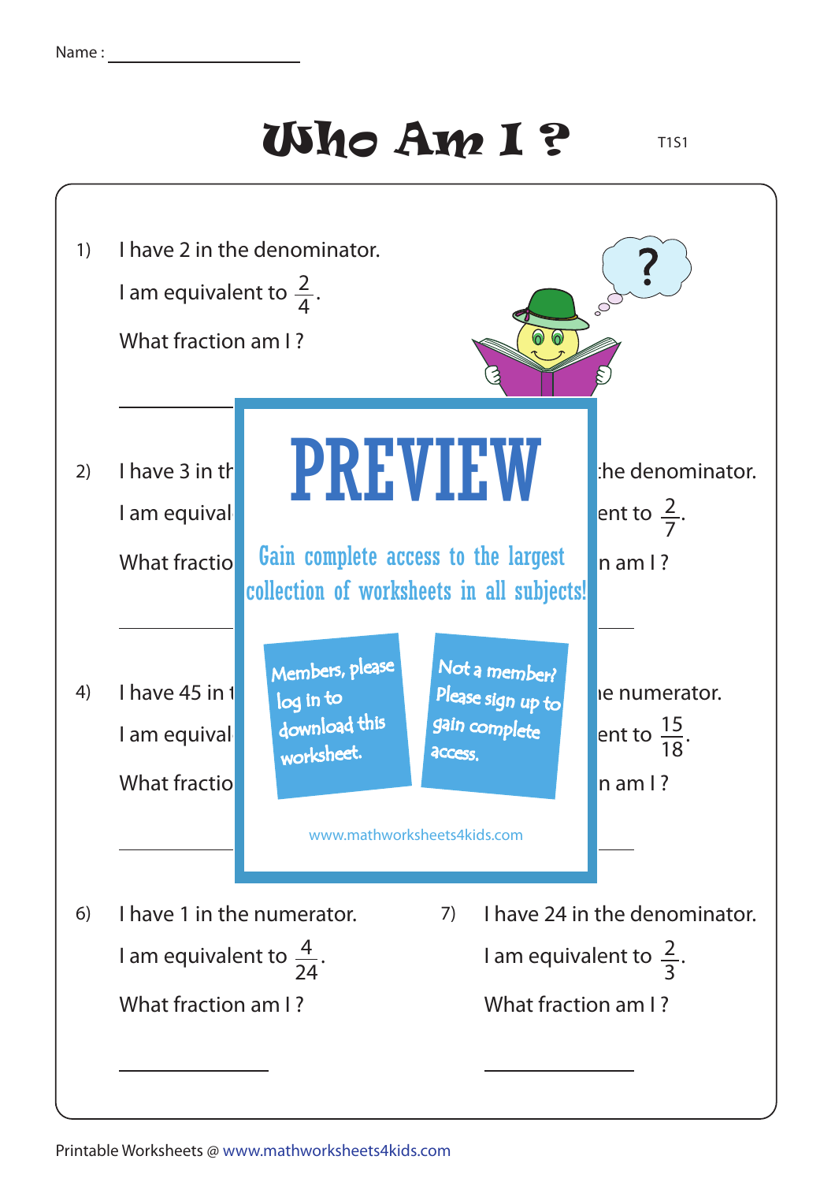Name : ____________________

# Who Am I ?

T1S1

1) I have 2 in the denominator.

I am equivalent to $\frac{2}{4}$.

What fraction am I ?

______________

2) I have 3 in th

I am equival

What fractio

______________

the denominator.

ent to $\frac{2}{7}$.

n am I ?

______________

# PREVIEW

Gain complete access to the largest collection of worksheets in all subjects!

Members, please log in to download this worksheet.

Not a member? Please sign up to gain complete access.

www.mathworksheets4kids.com

4) I have 45 in t

I am equival

What fractio

______________

e numerator.

ent to $\frac{15}{18}$.

n am I ?

______________

6) I have 1 in the numerator.

I am equivalent to $\frac{4}{24}$.

What fraction am I ?

______________

7) I have 24 in the denominator.

I am equivalent to $\frac{2}{3}$.

What fraction am I ?

______________

Printable Worksheets @ www.mathworksheets4kids.com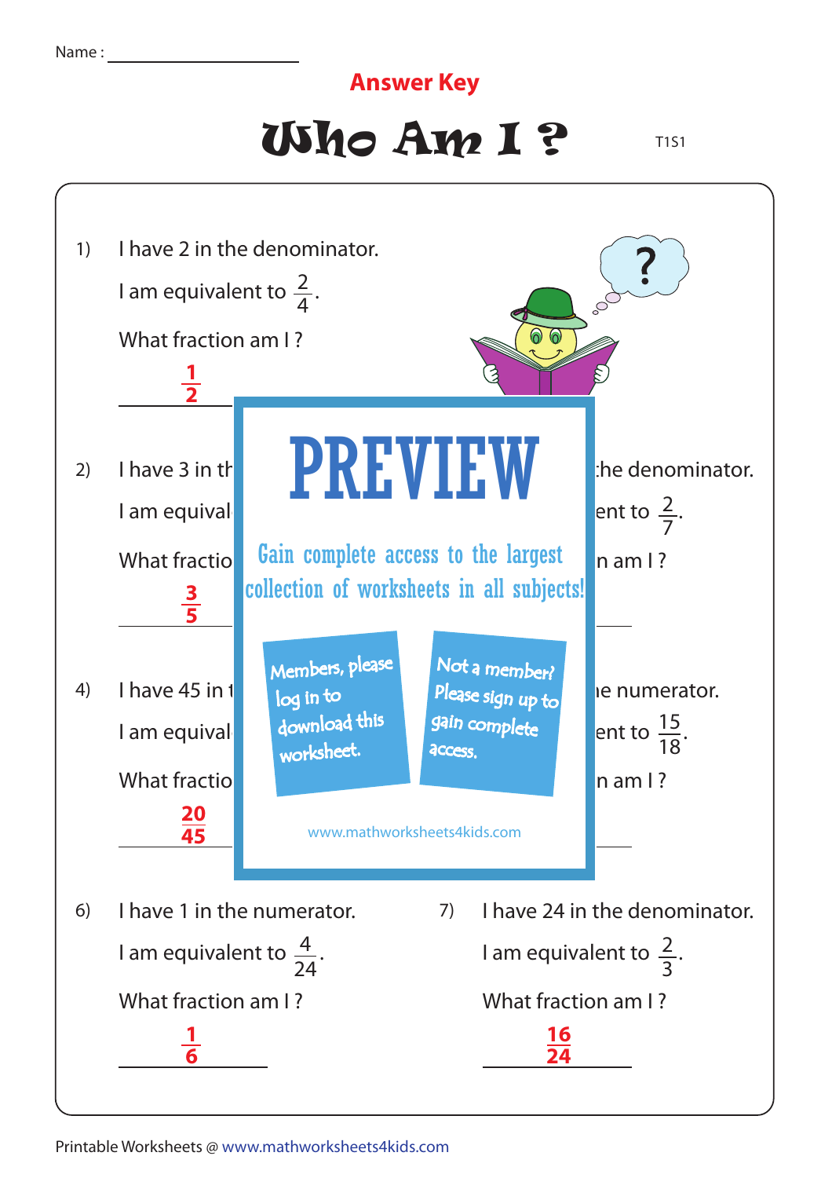Name : ____________________

**Answer Key**

# Who Am I ?

T1S1

1) I have 2 in the denominator.

I am equivalent to $\frac{2}{4}$.

What fraction am I ?

$\frac{1}{2}$

2) I have 3 in th

I am equival

What fractio

$\frac{3}{5}$

he denominator.

ent to $\frac{2}{7}$.

n am I ?

4) I have 45 in t

I am equival

What fractio

$\frac{20}{45}$

e numerator.

ent to $\frac{15}{18}$.

n am I ?

PREVIEW

Gain complete access to the largest collection of worksheets in all subjects!

Members, please log in to download this worksheet.

Not a member? Please sign up to gain complete access.

www.mathworksheets4kids.com

6) I have 1 in the numerator.

I am equivalent to $\frac{4}{24}$.

What fraction am I ?

$\frac{1}{6}$

7) I have 24 in the denominator.

I am equivalent to $\frac{2}{3}$.

What fraction am I ?

$\frac{16}{24}$

Printable Worksheets @ www.mathworksheets4kids.com